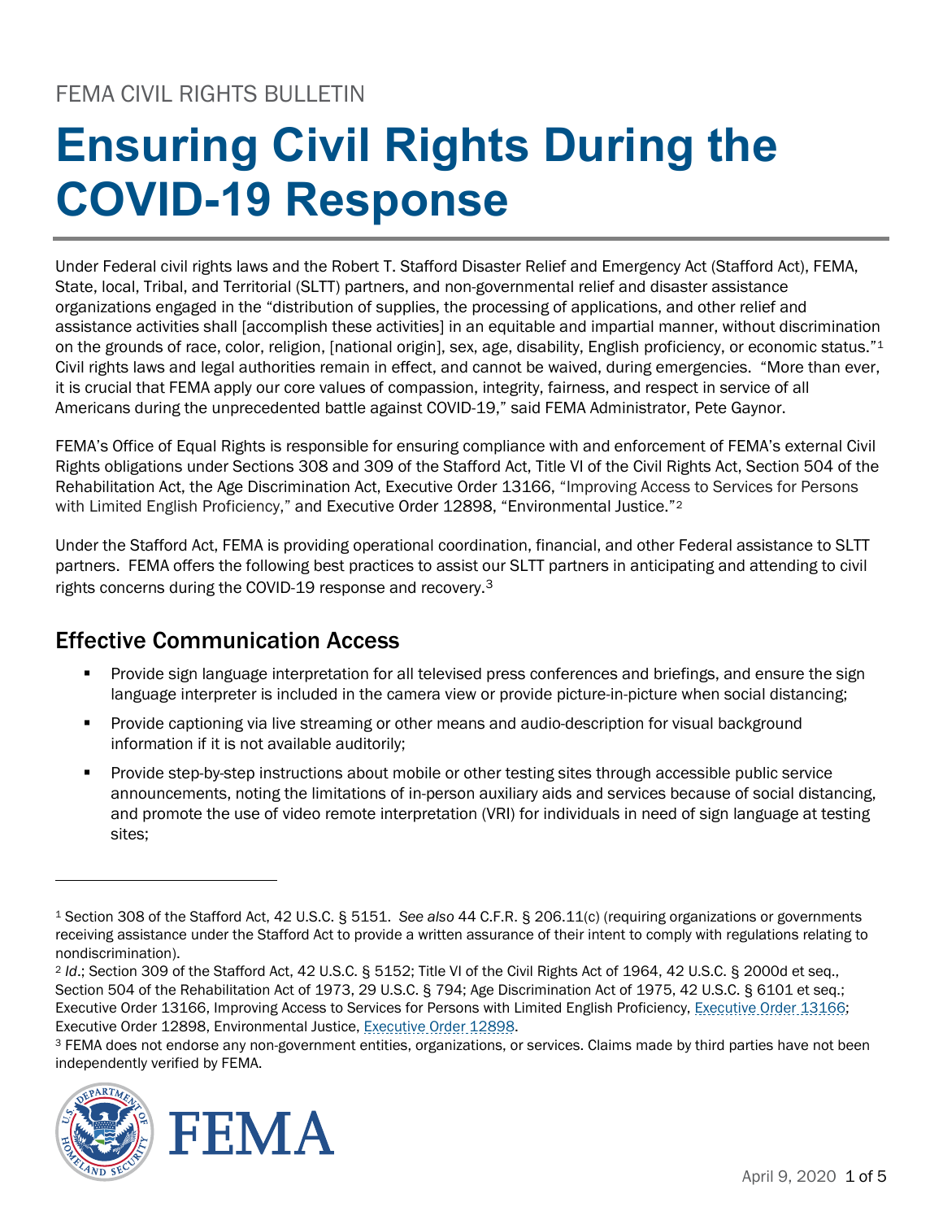FEMA CIVIL RIGHTS BULLETIN

# Ensuring Civil Rights During the COVID-19 Response

Under Federal civil rights laws and the Robert T. Stafford Disaster Relief and Emergency Act (Stafford Act), FEMA, State, local, Tribal, and Territorial (SLTT) partners, and non-governmental relief and disaster assistance organizations engaged in the "distribution of supplies, the processing of applications, and other relief and assistance activities shall [accomplish these activities] in an equitable and impartial manner, without discrimination on the grounds of race, color, religion, [national origin], sex, age, disability, English proficiency, or economic status."[1] Civil rights laws and legal authorities remain in effect, and cannot be waived, during emergencies. "More than ever, it is crucial that FEMA apply our core values of compassion, integrity, fairness, and respect in service of all Americans during the unprecedented battle against COVID-19," said FEMA Administrator, Pete Gaynor.

FEMA's Office of Equal Rights is responsible for ensuring compliance with and enforcement of FEMA's external Civil Rights obligations under Sections 308 and 309 of the Stafford Act, Title VI of the Civil Rights Act, Section 504 of the Rehabilitation Act, the Age Discrimination Act, Executive Order 13166, "Improving Access to Services for Persons with Limited English Proficiency," and Executive Order 12898, "Environmental Justice."[2]

Under the Stafford Act, FEMA is providing operational coordination, financial, and other Federal assistance to SLTT partners. FEMA offers the following best practices to assist our SLTT partners in anticipating and attending to civil rights concerns during the COVID-19 response and recovery.[3]

## Effective Communication Access

- Provide sign language interpretation for all televised press conferences and briefings, and ensure the sign language interpreter is included in the camera view or provide picture-in-picture when social distancing;
- Provide captioning via live streaming or other means and audio-description for visual background information if it is not available auditorily;
- Provide step-by-step instructions about mobile or other testing sites through accessible public service announcements, noting the limitations of in-person auxiliary aids and services because of social distancing, and promote the use of video remote interpretation (VRI) for individuals in need of sign language at testing sites;

---

[1] Section 308 of the Stafford Act, 42 U.S.C. § 5151. *See also* 44 C.F.R. § 206.11(c) (requiring organizations or governments receiving assistance under the Stafford Act to provide a written assurance of their intent to comply with regulations relating to nondiscrimination).

[2] *Id*.; Section 309 of the Stafford Act, 42 U.S.C. § 5152; Title VI of the Civil Rights Act of 1964, 42 U.S.C. § 2000d et seq., Section 504 of the Rehabilitation Act of 1973, 29 U.S.C. § 794; Age Discrimination Act of 1975, 42 U.S.C. § 6101 et seq.; Executive Order 13166, Improving Access to Services for Persons with Limited English Proficiency, Executive Order 13166; Executive Order 12898, Environmental Justice, Executive Order 12898.

[3] FEMA does not endorse any non-government entities, organizations, or services. Claims made by third parties have not been independently verified by FEMA.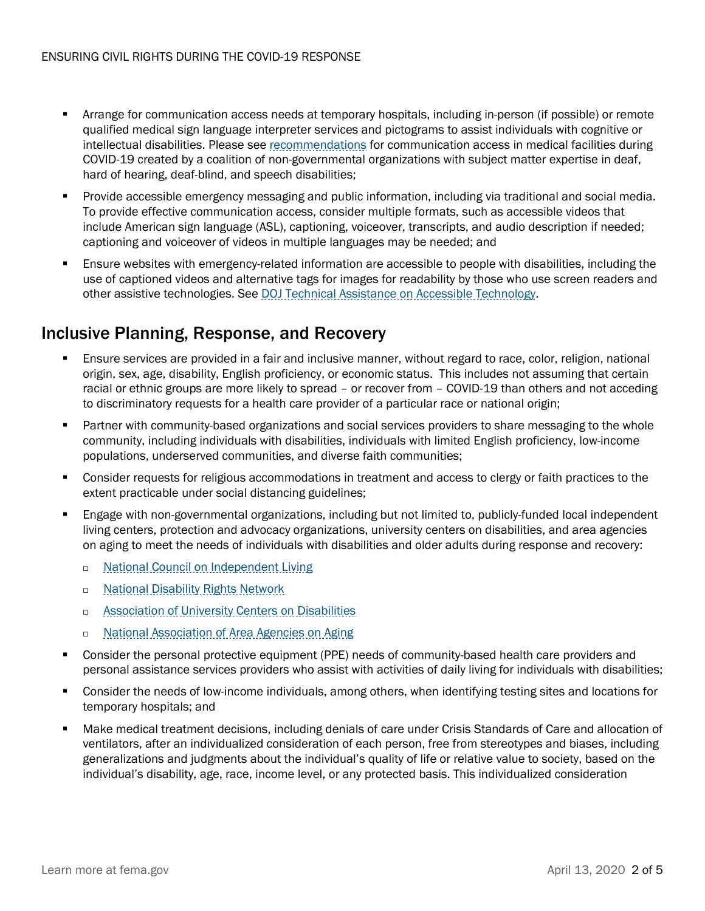- Arrange for communication access needs at temporary hospitals, including in-person (if possible) or remote qualified medical sign language interpreter services and pictograms to assist individuals with cognitive or intellectual disabilities. Please see recommendations for communication access in medical facilities during COVID-19 created by a coalition of non-governmental organizations with subject matter expertise in deaf, hard of hearing, deaf-blind, and speech disabilities;
- Provide accessible emergency messaging and public information, including via traditional and social media. To provide effective communication access, consider multiple formats, such as accessible videos that include American sign language (ASL), captioning, voiceover, transcripts, and audio description if needed; captioning and voiceover of videos in multiple languages may be needed; and
- Ensure websites with emergency-related information are accessible to people with disabilities, including the use of captioned videos and alternative tags for images for readability by those who use screen readers and other assistive technologies. See DOJ Technical Assistance on Accessible Technology.

## Inclusive Planning, Response, and Recovery

- Ensure services are provided in a fair and inclusive manner, without regard to race, color, religion, national origin, sex, age, disability, English proficiency, or economic status. This includes not assuming that certain racial or ethnic groups are more likely to spread – or recover from – COVID-19 than others and not acceding to discriminatory requests for a health care provider of a particular race or national origin;
- Partner with community-based organizations and social services providers to share messaging to the whole community, including individuals with disabilities, individuals with limited English proficiency, low-income populations, underserved communities, and diverse faith communities;
- Consider requests for religious accommodations in treatment and access to clergy or faith practices to the extent practicable under social distancing guidelines;
- Engage with non-governmental organizations, including but not limited to, publicly-funded local independent living centers, protection and advocacy organizations, university centers on disabilities, and area agencies on aging to meet the needs of individuals with disabilities and older adults during response and recovery:
  - National Council on Independent Living
  - National Disability Rights Network
  - Association of University Centers on Disabilities
  - National Association of Area Agencies on Aging
- Consider the personal protective equipment (PPE) needs of community-based health care providers and personal assistance services providers who assist with activities of daily living for individuals with disabilities;
- Consider the needs of low-income individuals, among others, when identifying testing sites and locations for temporary hospitals; and
- Make medical treatment decisions, including denials of care under Crisis Standards of Care and allocation of ventilators, after an individualized consideration of each person, free from stereotypes and biases, including generalizations and judgments about the individual's quality of life or relative value to society, based on the individual's disability, age, race, income level, or any protected basis. This individualized consideration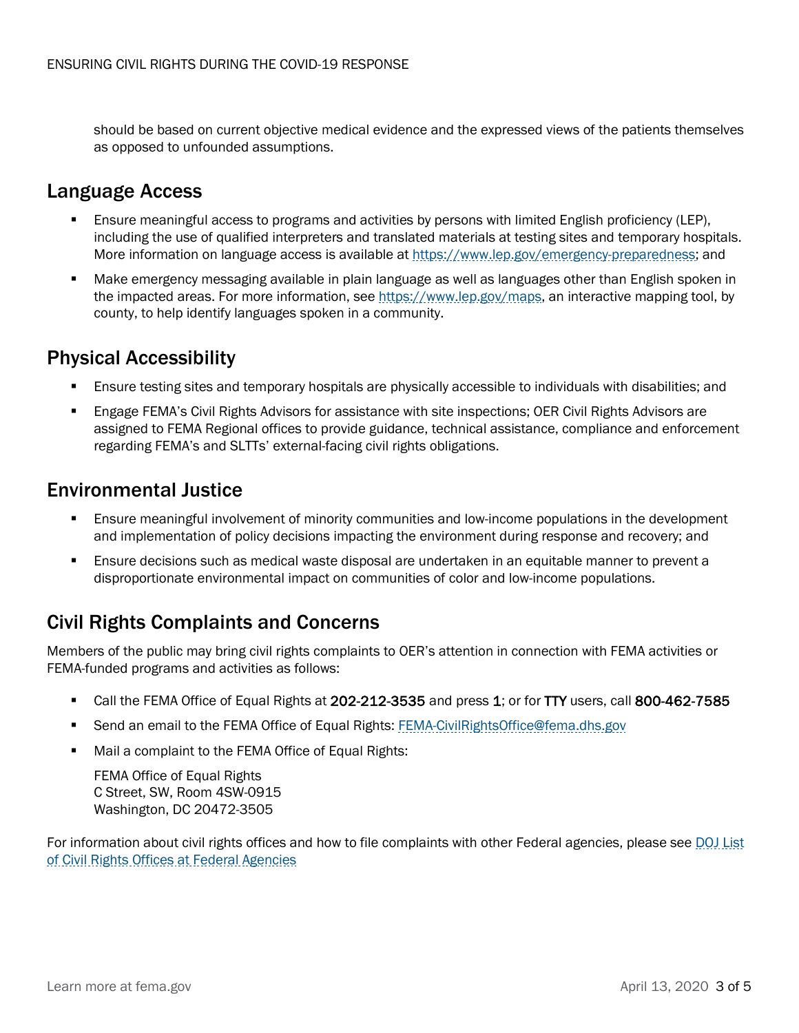should be based on current objective medical evidence and the expressed views of the patients themselves as opposed to unfounded assumptions.

## Language Access

- Ensure meaningful access to programs and activities by persons with limited English proficiency (LEP), including the use of qualified interpreters and translated materials at testing sites and temporary hospitals. More information on language access is available at https://www.lep.gov/emergency-preparedness; and
- Make emergency messaging available in plain language as well as languages other than English spoken in the impacted areas. For more information, see https://www.lep.gov/maps, an interactive mapping tool, by county, to help identify languages spoken in a community.

## Physical Accessibility

- Ensure testing sites and temporary hospitals are physically accessible to individuals with disabilities; and
- Engage FEMA's Civil Rights Advisors for assistance with site inspections; OER Civil Rights Advisors are assigned to FEMA Regional offices to provide guidance, technical assistance, compliance and enforcement regarding FEMA's and SLTTs' external-facing civil rights obligations.

## Environmental Justice

- Ensure meaningful involvement of minority communities and low-income populations in the development and implementation of policy decisions impacting the environment during response and recovery; and
- Ensure decisions such as medical waste disposal are undertaken in an equitable manner to prevent a disproportionate environmental impact on communities of color and low-income populations.

## Civil Rights Complaints and Concerns

Members of the public may bring civil rights complaints to OER's attention in connection with FEMA activities or FEMA-funded programs and activities as follows:

- Call the FEMA Office of Equal Rights at **202-212-3535** and press **1**; or for **TTY** users, call **800-462-7585**
- Send an email to the FEMA Office of Equal Rights: FEMA-CivilRightsOffice@fema.dhs.gov
- Mail a complaint to the FEMA Office of Equal Rights:

  FEMA Office of Equal Rights
  C Street, SW, Room 4SW-0915
  Washington, DC 20472-3505

For information about civil rights offices and how to file complaints with other Federal agencies, please see DOJ List of Civil Rights Offices at Federal Agencies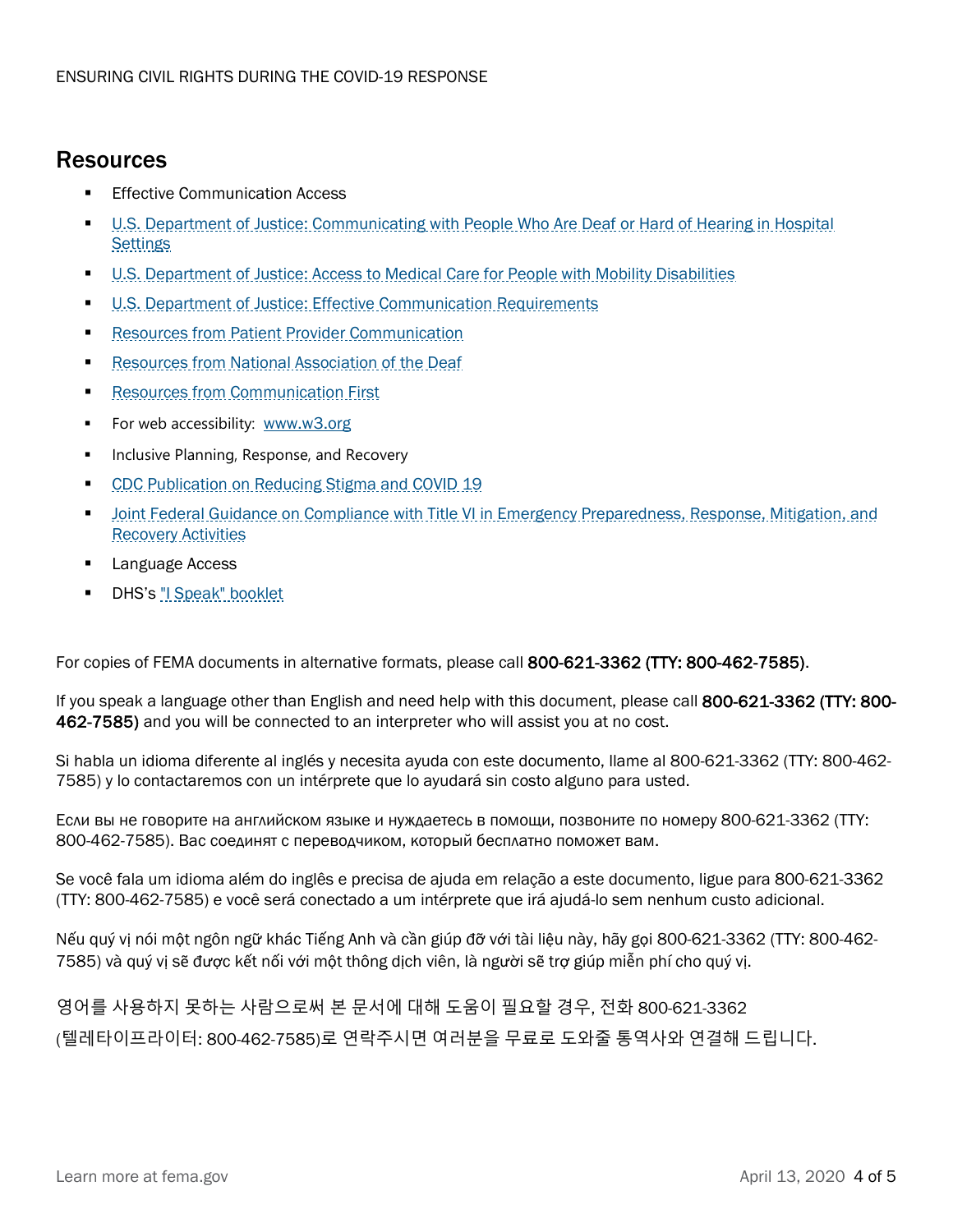## Resources

- Effective Communication Access
- U.S. Department of Justice: Communicating with People Who Are Deaf or Hard of Hearing in Hospital Settings
- U.S. Department of Justice: Access to Medical Care for People with Mobility Disabilities
- U.S. Department of Justice: Effective Communication Requirements
- Resources from Patient Provider Communication
- Resources from National Association of the Deaf
- Resources from Communication First
- For web accessibility: www.w3.org
- Inclusive Planning, Response, and Recovery
- CDC Publication on Reducing Stigma and COVID 19
- Joint Federal Guidance on Compliance with Title VI in Emergency Preparedness, Response, Mitigation, and Recovery Activities
- Language Access
- DHS's "I Speak" booklet

For copies of FEMA documents in alternative formats, please call **800-621-3362 (TTY: 800-462-7585)**.

If you speak a language other than English and need help with this document, please call **800-621-3362 (TTY: 800-462-7585)** and you will be connected to an interpreter who will assist you at no cost.

Si habla un idioma diferente al inglés y necesita ayuda con este documento, llame al 800-621-3362 (TTY: 800-462-7585) y lo contactaremos con un intérprete que lo ayudará sin costo alguno para usted.

Если вы не говорите на английском языке и нуждаетесь в помощи, позвоните по номеру 800-621-3362 (TTY: 800-462-7585). Вас соединят с переводчиком, который бесплатно поможет вам.

Se você fala um idioma além do inglês e precisa de ajuda em relação a este documento, ligue para 800-621-3362 (TTY: 800-462-7585) e você será conectado a um intérprete que irá ajudá-lo sem nenhum custo adicional.

Nếu quý vị nói một ngôn ngữ khác Tiếng Anh và cần giúp đỡ với tài liệu này, hãy gọi 800-621-3362 (TTY: 800-462-7585) và quý vị sẽ được kết nối với một thông dịch viên, là người sẽ trợ giúp miễn phí cho quý vị.

영어를 사용하지 못하는 사람으로써 본 문서에 대해 도움이 필요할 경우, 전화 800-621-3362 (텔레타이프라이터: 800-462-7585)로 연락주시면 여러분을 무료로 도와줄 통역사와 연결해 드립니다.

Learn more at fema.gov

April 13, 2020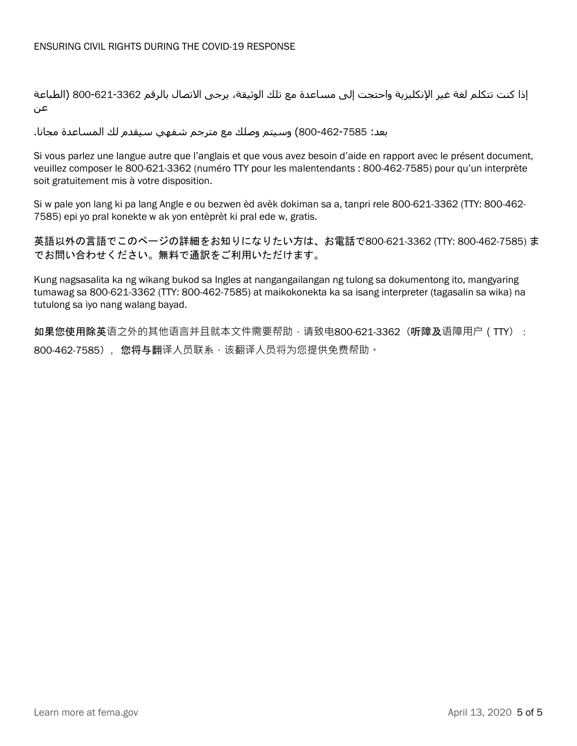إذا كنت تتكلم لغة غير الإنكليزية واحتجت إلى مساعدة مع تلك الوثيقة، يرجى الاتصال بالرقم 800-621-3362 (الطباعة عن

بعد: 800-462-7585) وسيتم وصلك مع مترجم شفهي سيقدم لك المساعدة مجانا.

Si vous parlez une langue autre que l'anglais et que vous avez besoin d'aide en rapport avec le présent document, veuillez composer le 800-621-3362 (numéro TTY pour les malentendants : 800-462-7585) pour qu'un interprète soit gratuitement mis à votre disposition.

Si w pale yon lang ki pa lang Angle e ou bezwen èd avèk dokiman sa a, tanpri rele 800-621-3362 (TTY: 800-462-7585) epi yo pral konekte w ak yon entèprèt ki pral ede w, gratis.

英語以外の言語でこのページの詳細をお知りになりたい方は、お電話で800-621-3362 (TTY: 800-462-7585) までお問い合わせください。無料で通訳をご利用いただけます。

Kung nagsasalita ka ng wikang bukod sa Ingles at nangangailangan ng tulong sa dokumentong ito, mangyaring tumawag sa 800-621-3362 (TTY: 800-462-7585) at maikokonekta ka sa isang interpreter (tagasalin sa wika) na tutulong sa iyo nang walang bayad.

如果您使用除英语之外的其他语言并且就本文件需要帮助，请致电800-621-3362（听障及语障用户（TTY）：800-462-7585），您将与翻译人员联系，该翻译人员将为您提供免费帮助。